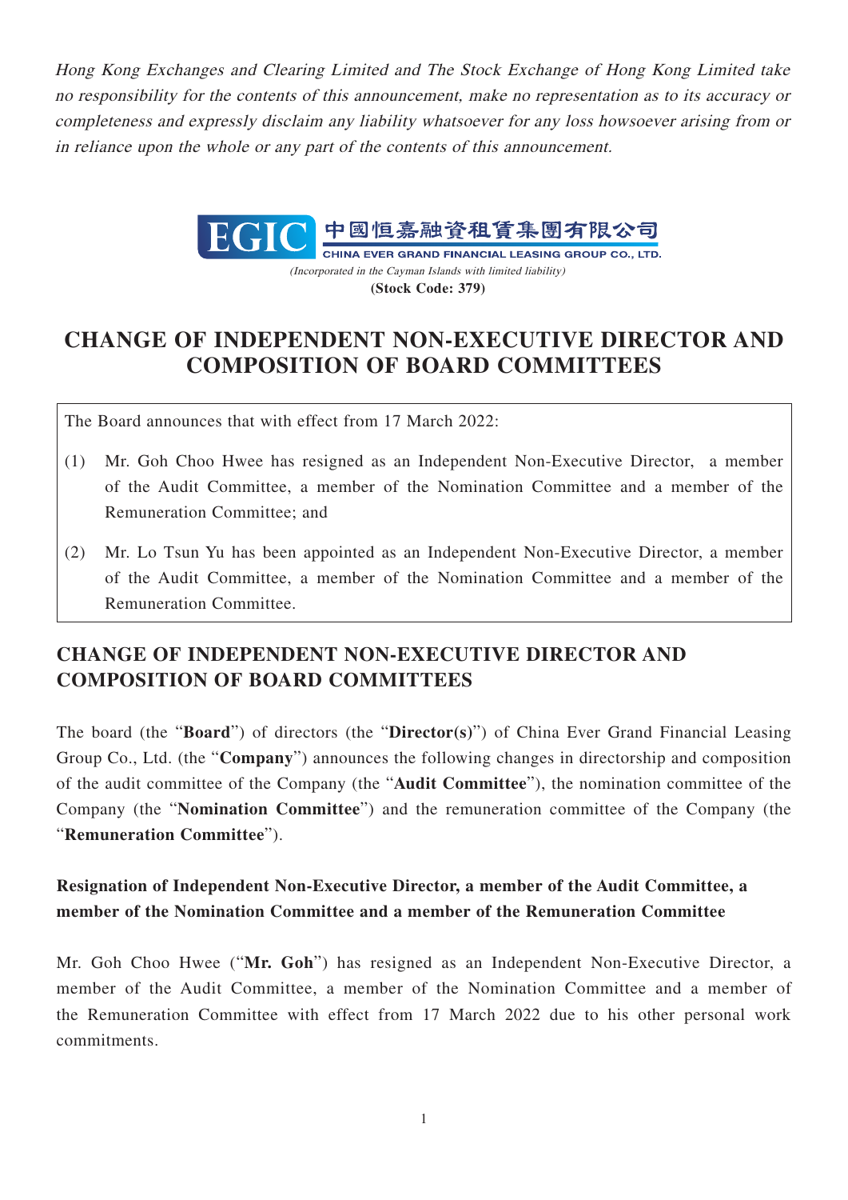*Hong Kong Exchanges and Clearing Limited and The Stock Exchange of Hong Kong Limited take no responsibility for the contents of this announcement, make no representation as to its accuracy or completeness and expressly disclaim any liability whatsoever for any loss howsoever arising from or in reliance upon the whole or any part of the contents of this announcement.*

**EGIC 中國恒嘉融資租賃集團有限公司**

**CHINA EVER GRAND FINANCIAL LEASING GROUP CO., LTD.**

*(Incorporated in the Cayman Islands with limited liability)*

**(Stock Code: 379)**

# CHANGE OF INDEPENDENT NON-EXECUTIVE DIRECTOR AND COMPOSITION OF BOARD COMMITTEES

The Board announces that with effect from 17 March 2022:

(1) Mr. Goh Choo Hwee has resigned as an Independent Non-Executive Director, a member of the Audit Committee, a member of the Nomination Committee and a member of the Remuneration Committee; and

(2) Mr. Lo Tsun Yu has been appointed as an Independent Non-Executive Director, a member of the Audit Committee, a member of the Nomination Committee and a member of the Remuneration Committee.

## CHANGE OF INDEPENDENT NON-EXECUTIVE DIRECTOR AND COMPOSITION OF BOARD COMMITTEES

The board (the "**Board**") of directors (the "**Director(s)**") of China Ever Grand Financial Leasing Group Co., Ltd. (the "**Company**") announces the following changes in directorship and composition of the audit committee of the Company (the "**Audit Committee**"), the nomination committee of the Company (the "**Nomination Committee**") and the remuneration committee of the Company (the "**Remuneration Committee**").

### Resignation of Independent Non-Executive Director, a member of the Audit Committee, a member of the Nomination Committee and a member of the Remuneration Committee

Mr. Goh Choo Hwee ("**Mr. Goh**") has resigned as an Independent Non-Executive Director, a member of the Audit Committee, a member of the Nomination Committee and a member of the Remuneration Committee with effect from 17 March 2022 due to his other personal work commitments.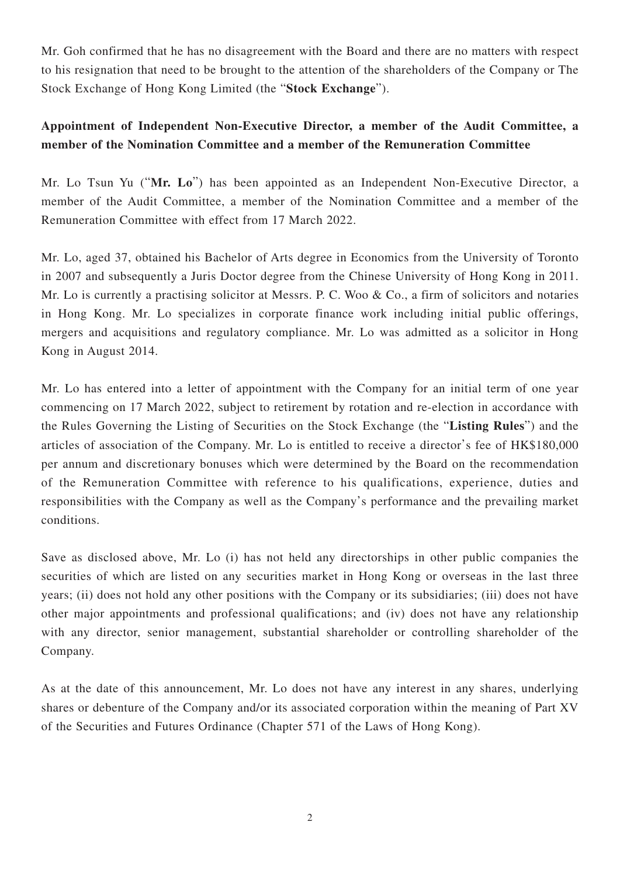Mr. Goh confirmed that he has no disagreement with the Board and there are no matters with respect to his resignation that need to be brought to the attention of the shareholders of the Company or The Stock Exchange of Hong Kong Limited (the "**Stock Exchange**").

**Appointment of Independent Non-Executive Director, a member of the Audit Committee, a member of the Nomination Committee and a member of the Remuneration Committee**

Mr. Lo Tsun Yu ("**Mr. Lo**") has been appointed as an Independent Non-Executive Director, a member of the Audit Committee, a member of the Nomination Committee and a member of the Remuneration Committee with effect from 17 March 2022.

Mr. Lo, aged 37, obtained his Bachelor of Arts degree in Economics from the University of Toronto in 2007 and subsequently a Juris Doctor degree from the Chinese University of Hong Kong in 2011. Mr. Lo is currently a practising solicitor at Messrs. P. C. Woo & Co., a firm of solicitors and notaries in Hong Kong. Mr. Lo specializes in corporate finance work including initial public offerings, mergers and acquisitions and regulatory compliance. Mr. Lo was admitted as a solicitor in Hong Kong in August 2014.

Mr. Lo has entered into a letter of appointment with the Company for an initial term of one year commencing on 17 March 2022, subject to retirement by rotation and re-election in accordance with the Rules Governing the Listing of Securities on the Stock Exchange (the "**Listing Rules**") and the articles of association of the Company. Mr. Lo is entitled to receive a director's fee of HK$180,000 per annum and discretionary bonuses which were determined by the Board on the recommendation of the Remuneration Committee with reference to his qualifications, experience, duties and responsibilities with the Company as well as the Company's performance and the prevailing market conditions.

Save as disclosed above, Mr. Lo (i) has not held any directorships in other public companies the securities of which are listed on any securities market in Hong Kong or overseas in the last three years; (ii) does not hold any other positions with the Company or its subsidiaries; (iii) does not have other major appointments and professional qualifications; and (iv) does not have any relationship with any director, senior management, substantial shareholder or controlling shareholder of the Company.

As at the date of this announcement, Mr. Lo does not have any interest in any shares, underlying shares or debenture of the Company and/or its associated corporation within the meaning of Part XV of the Securities and Futures Ordinance (Chapter 571 of the Laws of Hong Kong).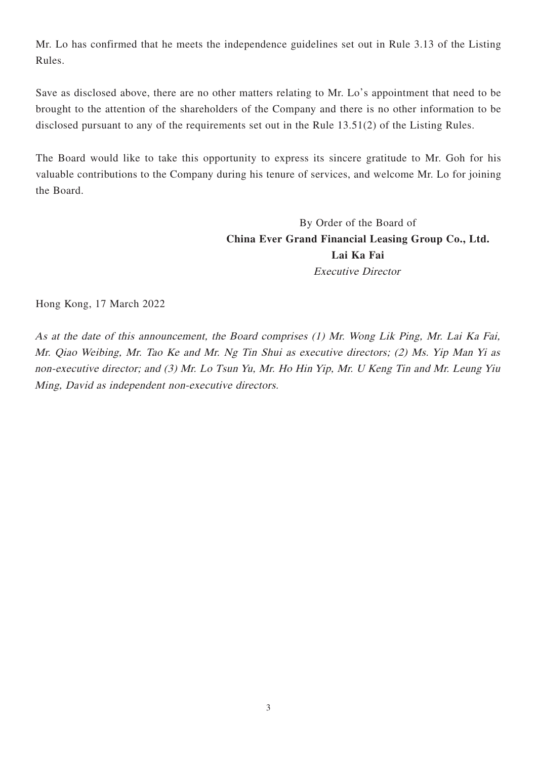Mr. Lo has confirmed that he meets the independence guidelines set out in Rule 3.13 of the Listing Rules.

Save as disclosed above, there are no other matters relating to Mr. Lo's appointment that need to be brought to the attention of the shareholders of the Company and there is no other information to be disclosed pursuant to any of the requirements set out in the Rule 13.51(2) of the Listing Rules.

The Board would like to take this opportunity to express its sincere gratitude to Mr. Goh for his valuable contributions to the Company during his tenure of services, and welcome Mr. Lo for joining the Board.

By Order of the Board of
**China Ever Grand Financial Leasing Group Co., Ltd.**
**Lai Ka Fai**
*Executive Director*

Hong Kong, 17 March 2022

*As at the date of this announcement, the Board comprises (1) Mr. Wong Lik Ping, Mr. Lai Ka Fai, Mr. Qiao Weibing, Mr. Tao Ke and Mr. Ng Tin Shui as executive directors; (2) Ms. Yip Man Yi as non-executive director; and (3) Mr. Lo Tsun Yu, Mr. Ho Hin Yip, Mr. U Keng Tin and Mr. Leung Yiu Ming, David as independent non-executive directors.*